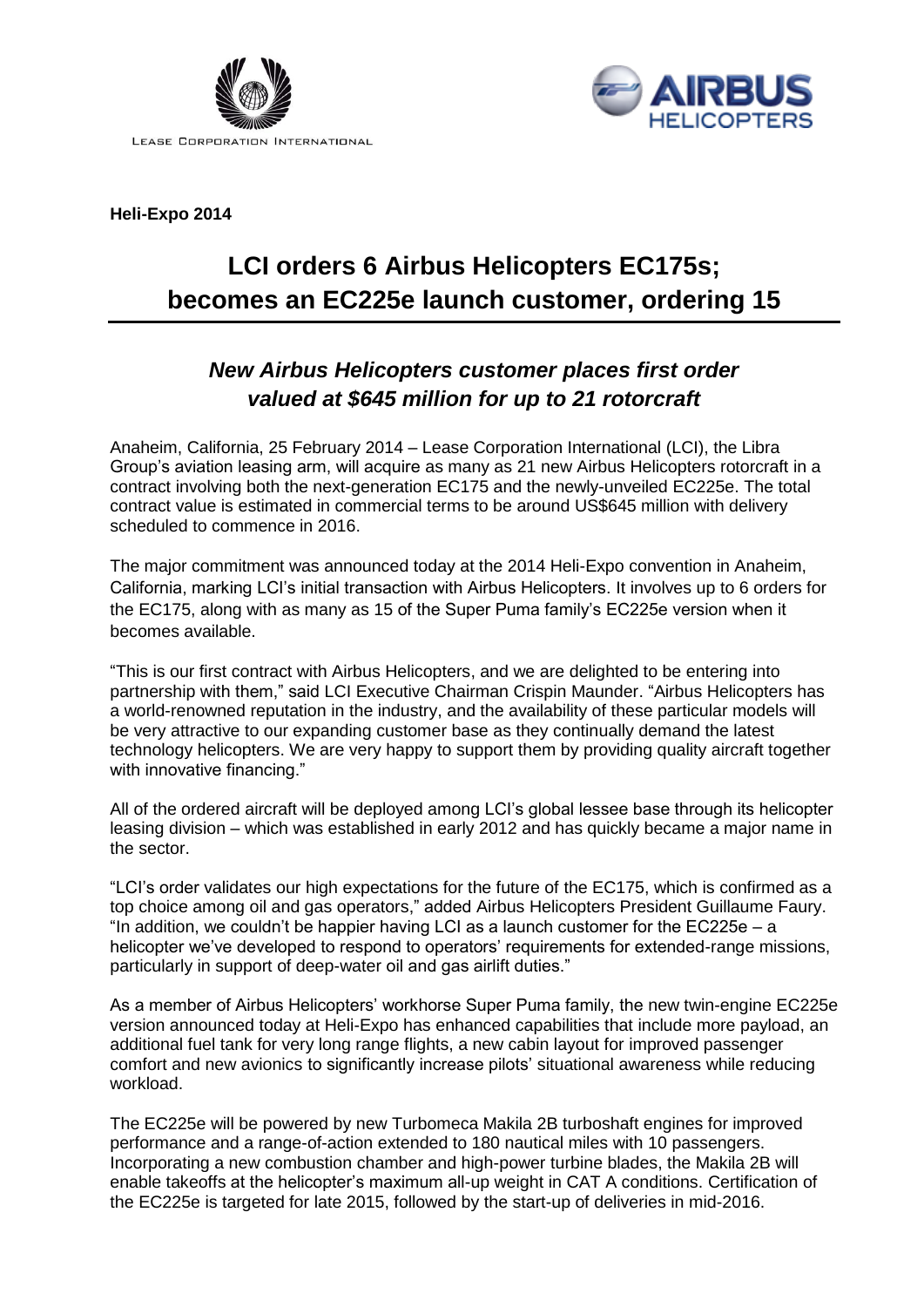LEASE CORPORATION INTERNATIONAL

AIRBUS HELICOPTERS

**Heli-Expo 2014**

# LCI orders 6 Airbus Helicopters EC175s; becomes an EC225e launch customer, ordering 15

## *New Airbus Helicopters customer places first order valued at $645 million for up to 21 rotorcraft*

Anaheim, California, 25 February 2014 – Lease Corporation International (LCI), the Libra Group's aviation leasing arm, will acquire as many as 21 new Airbus Helicopters rotorcraft in a contract involving both the next-generation EC175 and the newly-unveiled EC225e. The total contract value is estimated in commercial terms to be around US$645 million with delivery scheduled to commence in 2016.

The major commitment was announced today at the 2014 Heli-Expo convention in Anaheim, California, marking LCI's initial transaction with Airbus Helicopters. It involves up to 6 orders for the EC175, along with as many as 15 of the Super Puma family's EC225e version when it becomes available.

"This is our first contract with Airbus Helicopters, and we are delighted to be entering into partnership with them," said LCI Executive Chairman Crispin Maunder. "Airbus Helicopters has a world-renowned reputation in the industry, and the availability of these particular models will be very attractive to our expanding customer base as they continually demand the latest technology helicopters. We are very happy to support them by providing quality aircraft together with innovative financing."

All of the ordered aircraft will be deployed among LCI's global lessee base through its helicopter leasing division – which was established in early 2012 and has quickly became a major name in the sector.

"LCI's order validates our high expectations for the future of the EC175, which is confirmed as a top choice among oil and gas operators," added Airbus Helicopters President Guillaume Faury. "In addition, we couldn't be happier having LCI as a launch customer for the EC225e – a helicopter we've developed to respond to operators' requirements for extended-range missions, particularly in support of deep-water oil and gas airlift duties."

As a member of Airbus Helicopters' workhorse Super Puma family, the new twin-engine EC225e version announced today at Heli-Expo has enhanced capabilities that include more payload, an additional fuel tank for very long range flights, a new cabin layout for improved passenger comfort and new avionics to significantly increase pilots' situational awareness while reducing workload.

The EC225e will be powered by new Turbomeca Makila 2B turboshaft engines for improved performance and a range-of-action extended to 180 nautical miles with 10 passengers. Incorporating a new combustion chamber and high-power turbine blades, the Makila 2B will enable takeoffs at the helicopter's maximum all-up weight in CAT A conditions. Certification of the EC225e is targeted for late 2015, followed by the start-up of deliveries in mid-2016.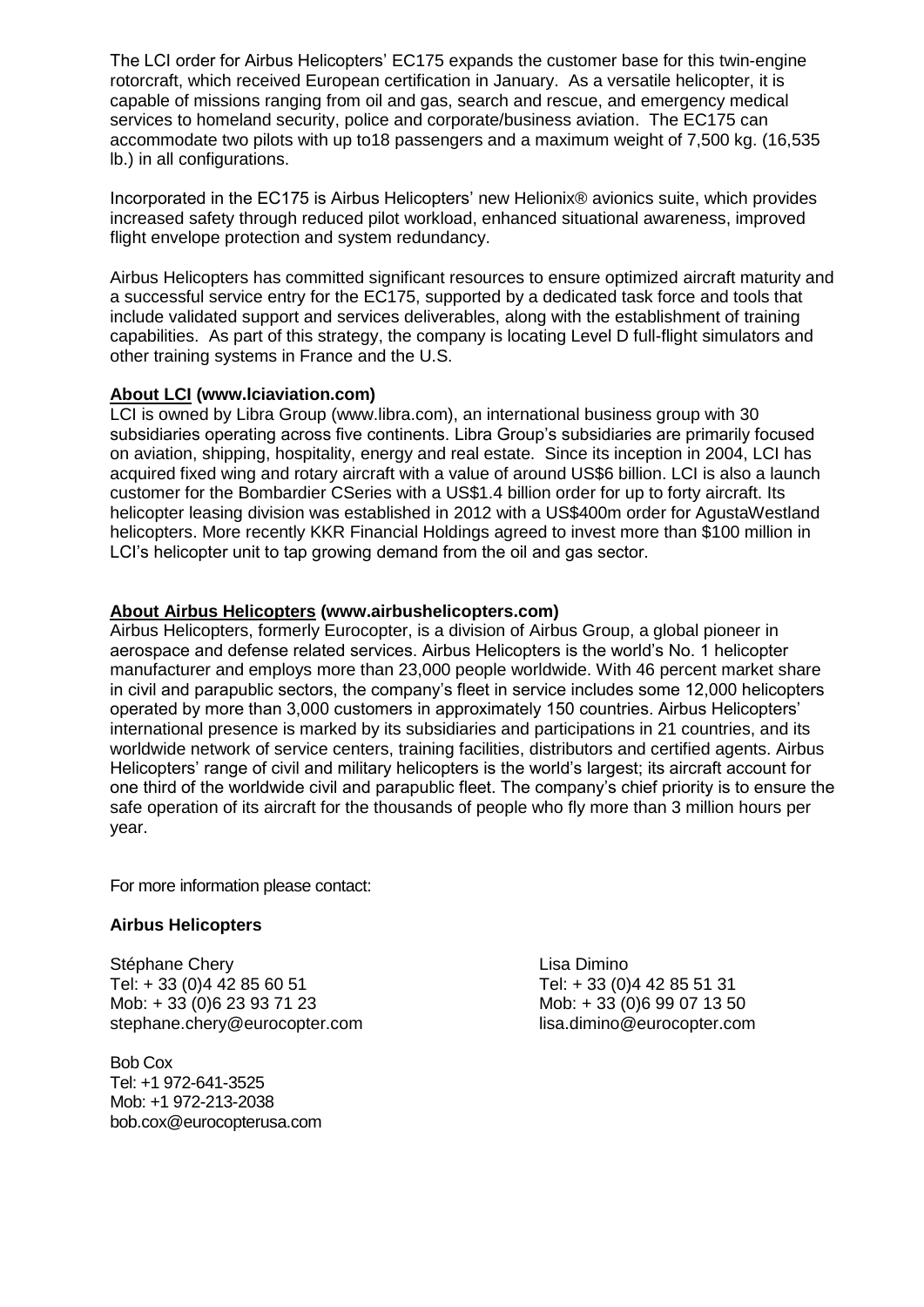The LCI order for Airbus Helicopters' EC175 expands the customer base for this twin-engine rotorcraft, which received European certification in January. As a versatile helicopter, it is capable of missions ranging from oil and gas, search and rescue, and emergency medical services to homeland security, police and corporate/business aviation. The EC175 can accommodate two pilots with up to18 passengers and a maximum weight of 7,500 kg. (16,535 lb.) in all configurations.

Incorporated in the EC175 is Airbus Helicopters' new Helionix® avionics suite, which provides increased safety through reduced pilot workload, enhanced situational awareness, improved flight envelope protection and system redundancy.

Airbus Helicopters has committed significant resources to ensure optimized aircraft maturity and a successful service entry for the EC175, supported by a dedicated task force and tools that include validated support and services deliverables, along with the establishment of training capabilities. As part of this strategy, the company is locating Level D full-flight simulators and other training systems in France and the U.S.

**About LCI (www.lciaviation.com)**

LCI is owned by Libra Group (www.libra.com), an international business group with 30 subsidiaries operating across five continents. Libra Group's subsidiaries are primarily focused on aviation, shipping, hospitality, energy and real estate. Since its inception in 2004, LCI has acquired fixed wing and rotary aircraft with a value of around US$6 billion. LCI is also a launch customer for the Bombardier CSeries with a US$1.4 billion order for up to forty aircraft. Its helicopter leasing division was established in 2012 with a US$400m order for AgustaWestland helicopters. More recently KKR Financial Holdings agreed to invest more than $100 million in LCI's helicopter unit to tap growing demand from the oil and gas sector.

**About Airbus Helicopters (www.airbushelicopters.com)**

Airbus Helicopters, formerly Eurocopter, is a division of Airbus Group, a global pioneer in aerospace and defense related services. Airbus Helicopters is the world's No. 1 helicopter manufacturer and employs more than 23,000 people worldwide. With 46 percent market share in civil and parapublic sectors, the company's fleet in service includes some 12,000 helicopters operated by more than 3,000 customers in approximately 150 countries. Airbus Helicopters' international presence is marked by its subsidiaries and participations in 21 countries, and its worldwide network of service centers, training facilities, distributors and certified agents. Airbus Helicopters' range of civil and military helicopters is the world's largest; its aircraft account for one third of the worldwide civil and parapublic fleet. The company's chief priority is to ensure the safe operation of its aircraft for the thousands of people who fly more than 3 million hours per year.

For more information please contact:

**Airbus Helicopters**

Stéphane Chery
Tel: + 33 (0)4 42 85 60 51
Mob: + 33 (0)6 23 93 71 23
stephane.chery@eurocopter.com

Lisa Dimino
Tel: + 33 (0)4 42 85 51 31
Mob: + 33 (0)6 99 07 13 50
lisa.dimino@eurocopter.com

Bob Cox
Tel: +1 972-641-3525
Mob: +1 972-213-2038
bob.cox@eurocopterusa.com